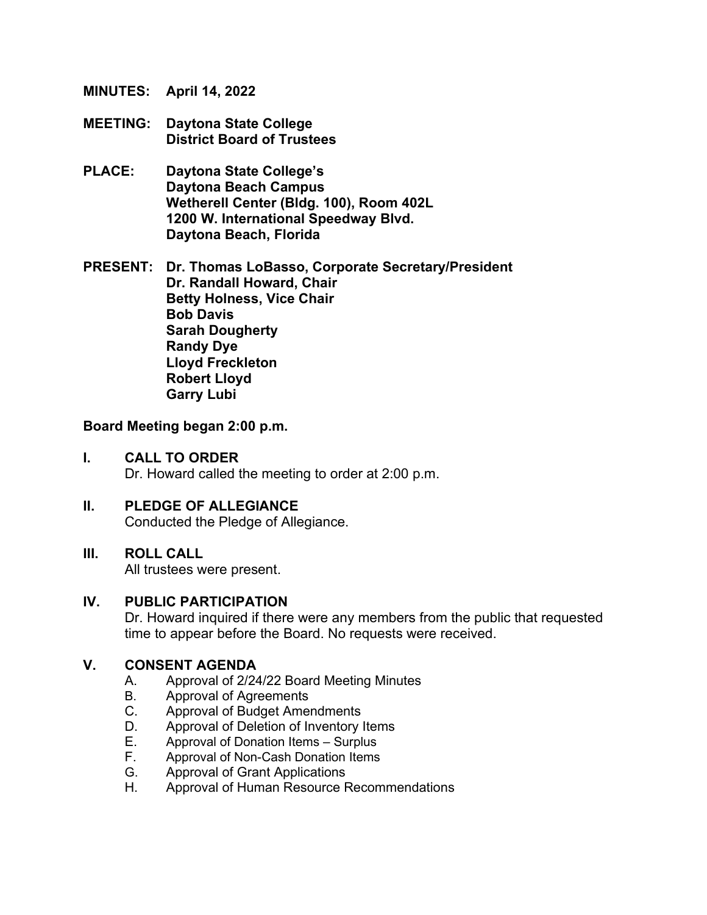**MINUTES:** April 14, 2022

**MEETING:** Daytona State College
District Board of Trustees

**PLACE:** Daytona State College's
Daytona Beach Campus
Wetherell Center (Bldg. 100), Room 402L
1200 W. International Speedway Blvd.
Daytona Beach, Florida

**PRESENT:** Dr. Thomas LoBasso, Corporate Secretary/President
Dr. Randall Howard, Chair
Betty Holness, Vice Chair
Bob Davis
Sarah Dougherty
Randy Dye
Lloyd Freckleton
Robert Lloyd
Garry Lubi

**Board Meeting began 2:00 p.m.**

## I. CALL TO ORDER

Dr. Howard called the meeting to order at 2:00 p.m.

## II. PLEDGE OF ALLEGIANCE

Conducted the Pledge of Allegiance.

## III. ROLL CALL

All trustees were present.

## IV. PUBLIC PARTICIPATION

Dr. Howard inquired if there were any members from the public that requested time to appear before the Board. No requests were received.

## V. CONSENT AGENDA

A. Approval of 2/24/22 Board Meeting Minutes
B. Approval of Agreements
C. Approval of Budget Amendments
D. Approval of Deletion of Inventory Items
E. Approval of Donation Items – Surplus
F. Approval of Non-Cash Donation Items
G. Approval of Grant Applications
H. Approval of Human Resource Recommendations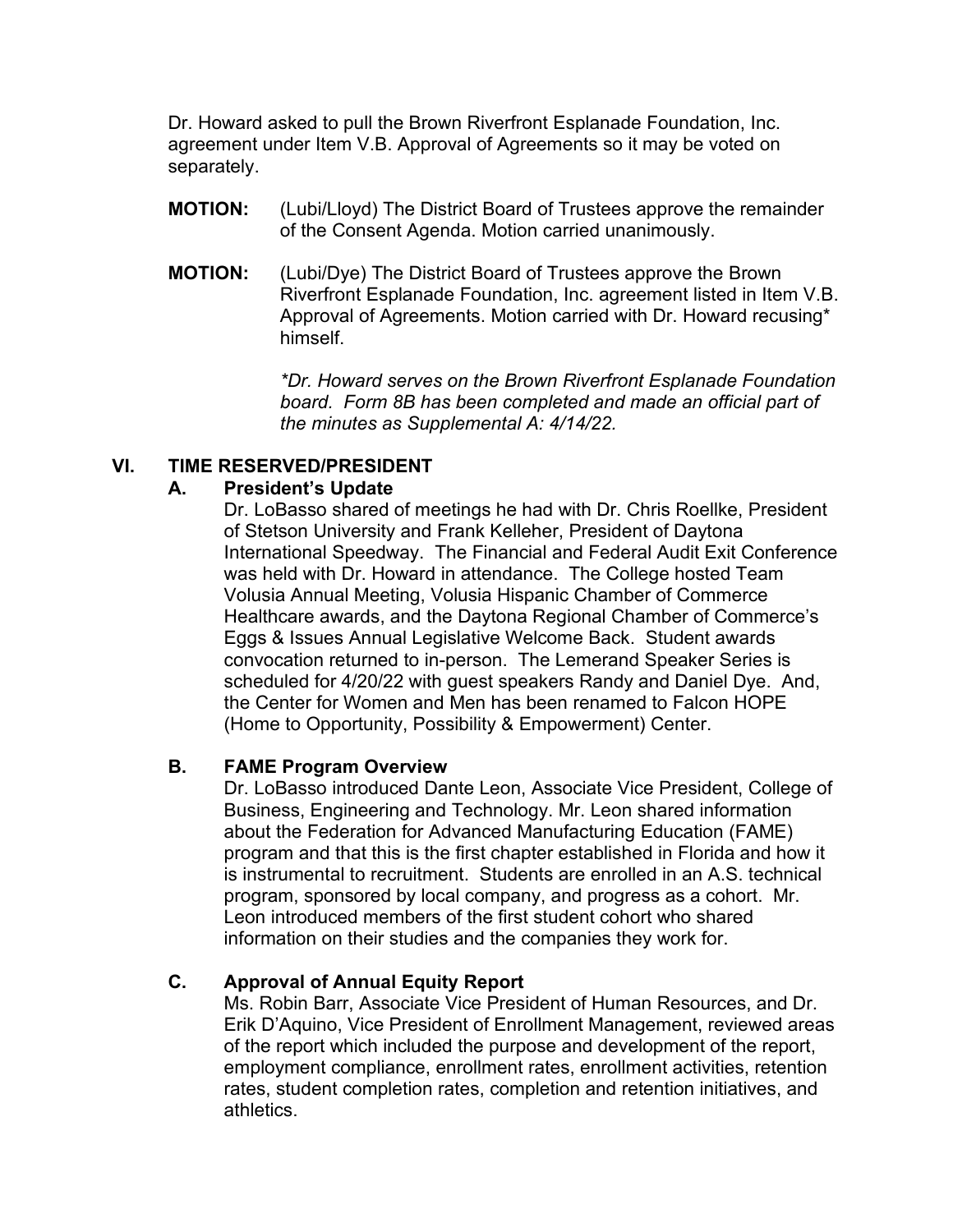Dr. Howard asked to pull the Brown Riverfront Esplanade Foundation, Inc. agreement under Item V.B. Approval of Agreements so it may be voted on separately.

**MOTION:** (Lubi/Lloyd) The District Board of Trustees approve the remainder of the Consent Agenda. Motion carried unanimously.

**MOTION:** (Lubi/Dye) The District Board of Trustees approve the Brown Riverfront Esplanade Foundation, Inc. agreement listed in Item V.B. Approval of Agreements. Motion carried with Dr. Howard recusing* himself.

*\*Dr. Howard serves on the Brown Riverfront Esplanade Foundation board. Form 8B has been completed and made an official part of the minutes as Supplemental A: 4/14/22.*

## VI. TIME RESERVED/PRESIDENT

### A. President's Update

Dr. LoBasso shared of meetings he had with Dr. Chris Roellke, President of Stetson University and Frank Kelleher, President of Daytona International Speedway. The Financial and Federal Audit Exit Conference was held with Dr. Howard in attendance. The College hosted Team Volusia Annual Meeting, Volusia Hispanic Chamber of Commerce Healthcare awards, and the Daytona Regional Chamber of Commerce's Eggs & Issues Annual Legislative Welcome Back. Student awards convocation returned to in-person. The Lemerand Speaker Series is scheduled for 4/20/22 with guest speakers Randy and Daniel Dye. And, the Center for Women and Men has been renamed to Falcon HOPE (Home to Opportunity, Possibility & Empowerment) Center.

### B. FAME Program Overview

Dr. LoBasso introduced Dante Leon, Associate Vice President, College of Business, Engineering and Technology. Mr. Leon shared information about the Federation for Advanced Manufacturing Education (FAME) program and that this is the first chapter established in Florida and how it is instrumental to recruitment. Students are enrolled in an A.S. technical program, sponsored by local company, and progress as a cohort. Mr. Leon introduced members of the first student cohort who shared information on their studies and the companies they work for.

### C. Approval of Annual Equity Report

Ms. Robin Barr, Associate Vice President of Human Resources, and Dr. Erik D'Aquino, Vice President of Enrollment Management, reviewed areas of the report which included the purpose and development of the report, employment compliance, enrollment rates, enrollment activities, retention rates, student completion rates, completion and retention initiatives, and athletics.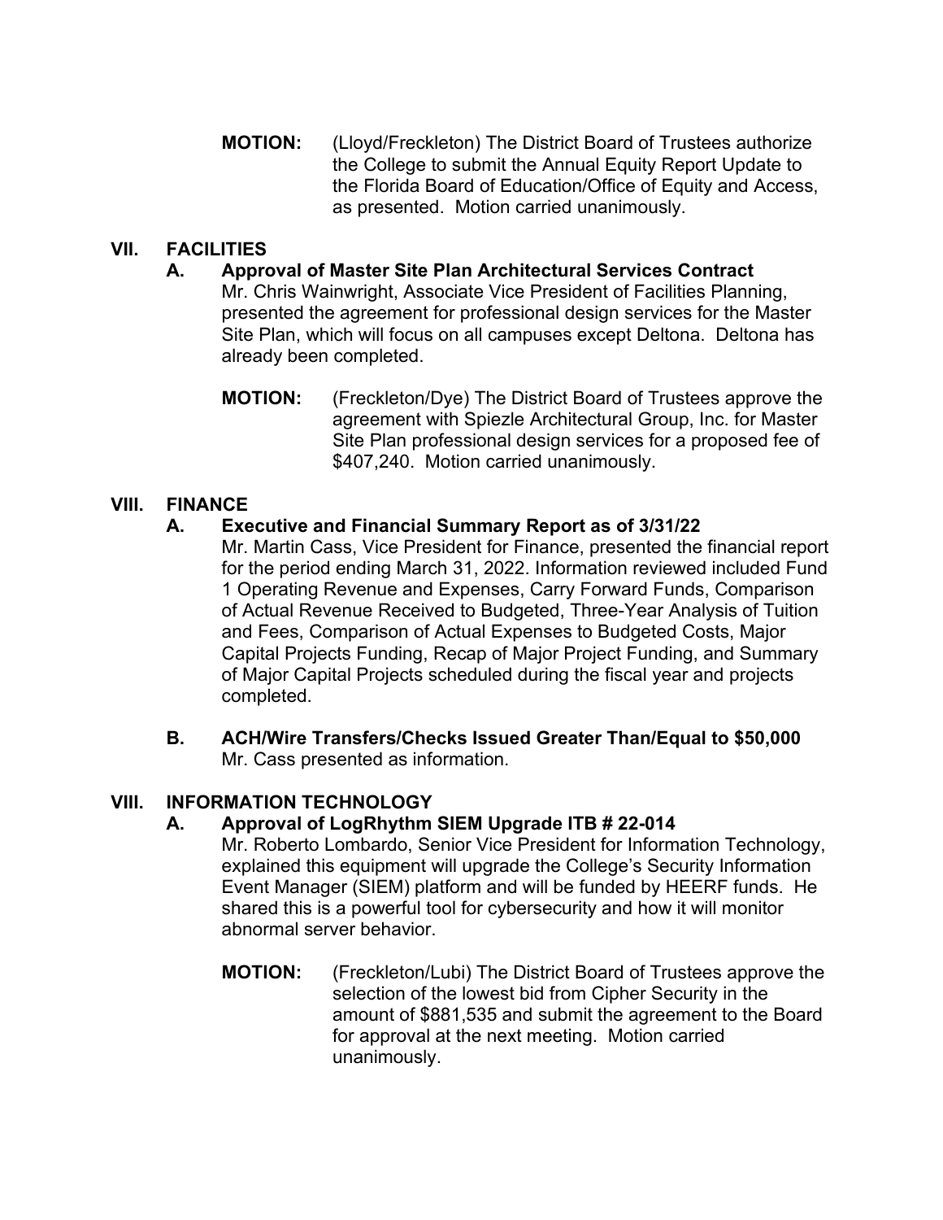**MOTION:** (Lloyd/Freckleton) The District Board of Trustees authorize the College to submit the Annual Equity Report Update to the Florida Board of Education/Office of Equity and Access, as presented. Motion carried unanimously.

## VII. FACILITIES

### A. Approval of Master Site Plan Architectural Services Contract

Mr. Chris Wainwright, Associate Vice President of Facilities Planning, presented the agreement for professional design services for the Master Site Plan, which will focus on all campuses except Deltona. Deltona has already been completed.

**MOTION:** (Freckleton/Dye) The District Board of Trustees approve the agreement with Spiezle Architectural Group, Inc. for Master Site Plan professional design services for a proposed fee of $407,240. Motion carried unanimously.

## VIII. FINANCE

### A. Executive and Financial Summary Report as of 3/31/22

Mr. Martin Cass, Vice President for Finance, presented the financial report for the period ending March 31, 2022. Information reviewed included Fund 1 Operating Revenue and Expenses, Carry Forward Funds, Comparison of Actual Revenue Received to Budgeted, Three-Year Analysis of Tuition and Fees, Comparison of Actual Expenses to Budgeted Costs, Major Capital Projects Funding, Recap of Major Project Funding, and Summary of Major Capital Projects scheduled during the fiscal year and projects completed.

### B. ACH/Wire Transfers/Checks Issued Greater Than/Equal to $50,000

Mr. Cass presented as information.

## VIII. INFORMATION TECHNOLOGY

### A. Approval of LogRhythm SIEM Upgrade ITB # 22-014

Mr. Roberto Lombardo, Senior Vice President for Information Technology, explained this equipment will upgrade the College's Security Information Event Manager (SIEM) platform and will be funded by HEERF funds. He shared this is a powerful tool for cybersecurity and how it will monitor abnormal server behavior.

**MOTION:** (Freckleton/Lubi) The District Board of Trustees approve the selection of the lowest bid from Cipher Security in the amount of $881,535 and submit the agreement to the Board for approval at the next meeting. Motion carried unanimously.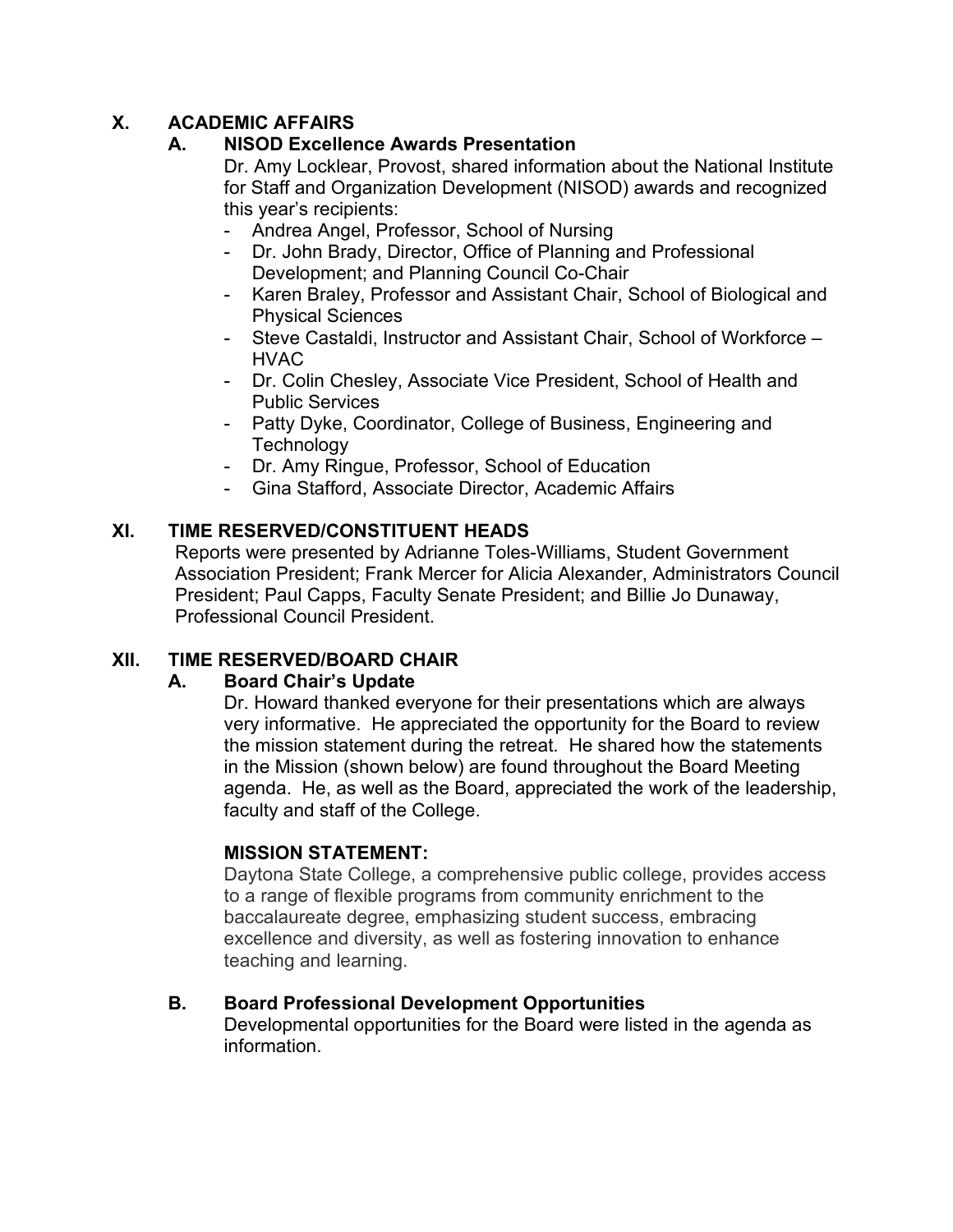## X. ACADEMIC AFFAIRS

### A. NISOD Excellence Awards Presentation

Dr. Amy Locklear, Provost, shared information about the National Institute for Staff and Organization Development (NISOD) awards and recognized this year's recipients:

- Andrea Angel, Professor, School of Nursing
- Dr. John Brady, Director, Office of Planning and Professional Development; and Planning Council Co-Chair
- Karen Braley, Professor and Assistant Chair, School of Biological and Physical Sciences
- Steve Castaldi, Instructor and Assistant Chair, School of Workforce – HVAC
- Dr. Colin Chesley, Associate Vice President, School of Health and Public Services
- Patty Dyke, Coordinator, College of Business, Engineering and Technology
- Dr. Amy Ringue, Professor, School of Education
- Gina Stafford, Associate Director, Academic Affairs

## XI. TIME RESERVED/CONSTITUENT HEADS

Reports were presented by Adrianne Toles-Williams, Student Government Association President; Frank Mercer for Alicia Alexander, Administrators Council President; Paul Capps, Faculty Senate President; and Billie Jo Dunaway, Professional Council President.

## XII. TIME RESERVED/BOARD CHAIR

### A. Board Chair's Update

Dr. Howard thanked everyone for their presentations which are always very informative. He appreciated the opportunity for the Board to review the mission statement during the retreat. He shared how the statements in the Mission (shown below) are found throughout the Board Meeting agenda. He, as well as the Board, appreciated the work of the leadership, faculty and staff of the College.

**MISSION STATEMENT:**

Daytona State College, a comprehensive public college, provides access to a range of flexible programs from community enrichment to the baccalaureate degree, emphasizing student success, embracing excellence and diversity, as well as fostering innovation to enhance teaching and learning.

### B. Board Professional Development Opportunities

Developmental opportunities for the Board were listed in the agenda as information.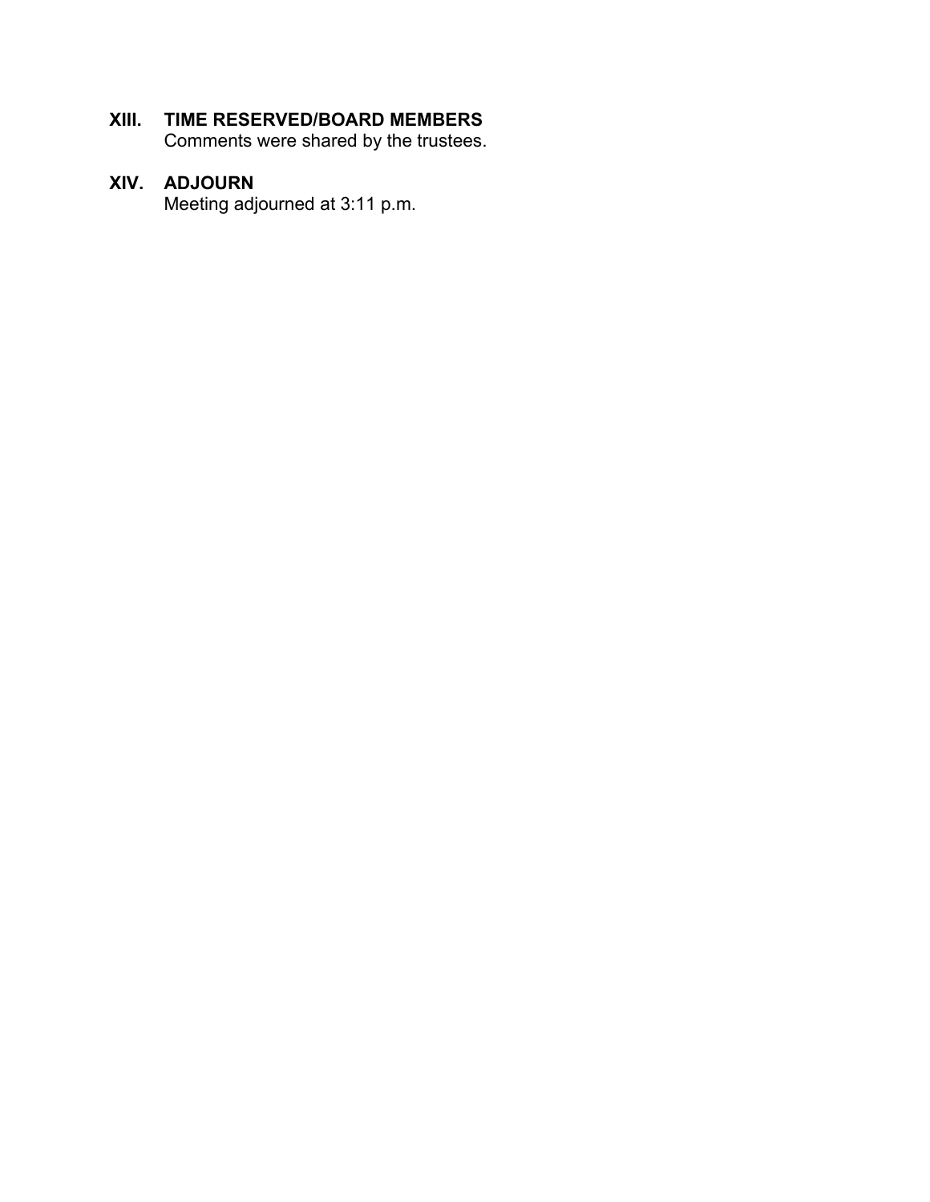## XIII. TIME RESERVED/BOARD MEMBERS

Comments were shared by the trustees.

## XIV. ADJOURN

Meeting adjourned at 3:11 p.m.